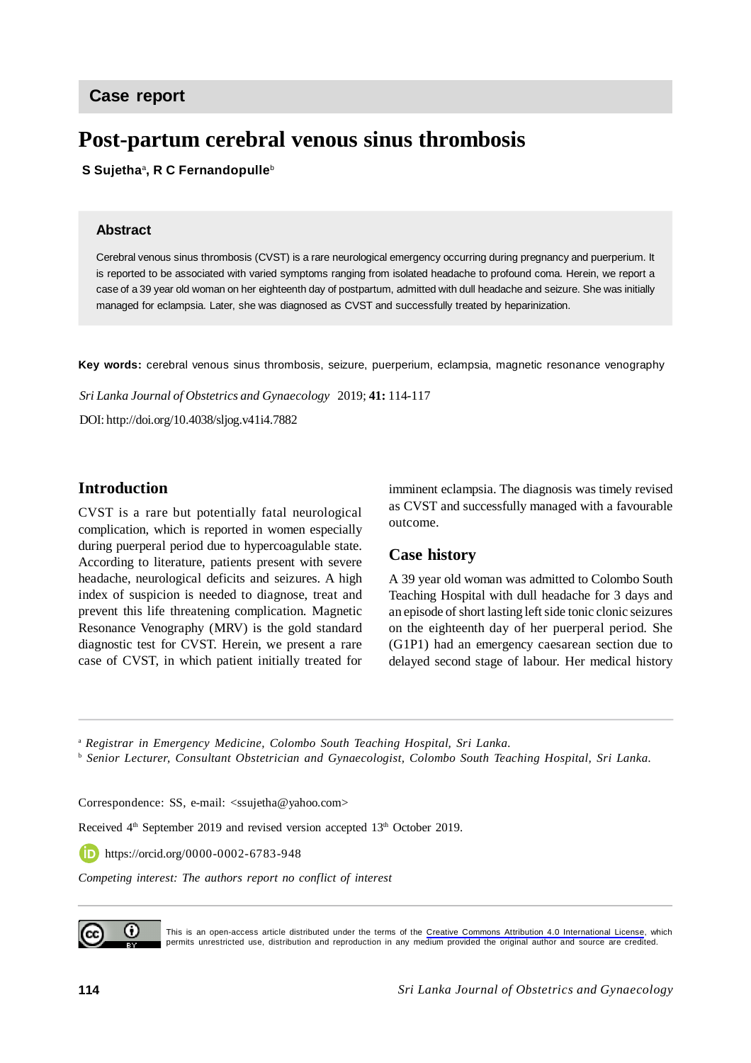## Case report

# Post-partum cerebral venous sinus thrombosis

**S Sujetha[a], R C Fernandopulle[b]**

### Abstract

Cerebral venous sinus thrombosis (CVST) is a rare neurological emergency occurring during pregnancy and puerperium. It is reported to be associated with varied symptoms ranging from isolated headache to profound coma. Herein, we report a case of a 39 year old woman on her eighteenth day of postpartum, admitted with dull headache and seizure. She was initially managed for eclampsia. Later, she was diagnosed as CVST and successfully treated by heparinization.

**Key words:** cerebral venous sinus thrombosis, seizure, puerperium, eclampsia, magnetic resonance venography

*Sri Lanka Journal of Obstetrics and Gynaecology* 2019; **41:** 114-117

DOI: http://doi.org/10.4038/sljog.v41i4.7882

## Introduction

CVST is a rare but potentially fatal neurological complication, which is reported in women especially during puerperal period due to hypercoagulable state. According to literature, patients present with severe headache, neurological deficits and seizures. A high index of suspicion is needed to diagnose, treat and prevent this life threatening complication. Magnetic Resonance Venography (MRV) is the gold standard diagnostic test for CVST. Herein, we present a rare case of CVST, in which patient initially treated for imminent eclampsia. The diagnosis was timely revised as CVST and successfully managed with a favourable outcome.

## Case history

A 39 year old woman was admitted to Colombo South Teaching Hospital with dull headache for 3 days and an episode of short lasting left side tonic clonic seizures on the eighteenth day of her puerperal period. She (G1P1) had an emergency caesarean section due to delayed second stage of labour. Her medical history

---

[a] *Registrar in Emergency Medicine, Colombo South Teaching Hospital, Sri Lanka.*

[b] *Senior Lecturer, Consultant Obstetrician and Gynaecologist, Colombo South Teaching Hospital, Sri Lanka.*

Correspondence: SS, e-mail: <ssujetha@yahoo.com>

Received 4th September 2019 and revised version accepted 13th October 2019.

https://orcid.org/0000-0002-6783-948

*Competing interest: The authors report no conflict of interest*

This is an open-access article distributed under the terms of the Creative Commons Attribution 4.0 International License, which permits unrestricted use, distribution and reproduction in any medium provided the original author and source are credited.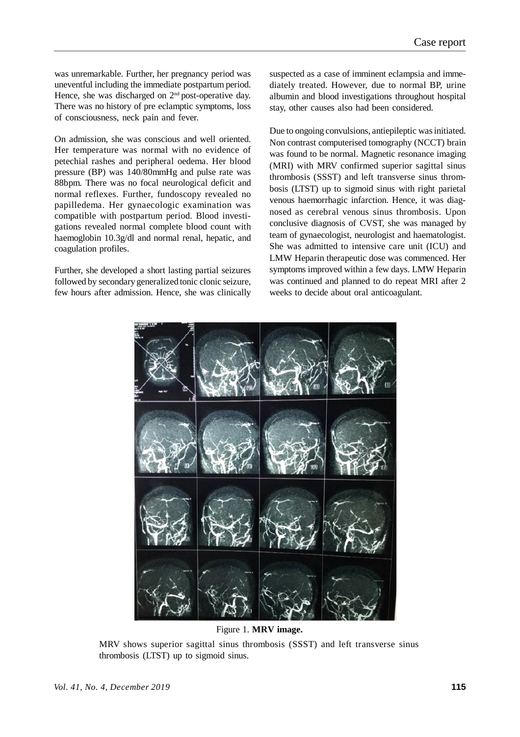was unremarkable. Further, her pregnancy period was uneventful including the immediate postpartum period. Hence, she was discharged on 2nd post-operative day. There was no history of pre eclamptic symptoms, loss of consciousness, neck pain and fever.

On admission, she was conscious and well oriented. Her temperature was normal with no evidence of petechial rashes and peripheral oedema. Her blood pressure (BP) was 140/80mmHg and pulse rate was 88bpm. There was no focal neurological deficit and normal reflexes. Further, fundoscopy revealed no papilledema. Her gynaecologic examination was compatible with postpartum period. Blood investigations revealed normal complete blood count with haemoglobin 10.3g/dl and normal renal, hepatic, and coagulation profiles.

Further, she developed a short lasting partial seizures followed by secondary generalized tonic clonic seizure, few hours after admission. Hence, she was clinically suspected as a case of imminent eclampsia and immediately treated. However, due to normal BP, urine albumin and blood investigations throughout hospital stay, other causes also had been considered.

Due to ongoing convulsions, antiepileptic was initiated. Non contrast computerised tomography (NCCT) brain was found to be normal. Magnetic resonance imaging (MRI) with MRV confirmed superior sagittal sinus thrombosis (SSST) and left transverse sinus thrombosis (LTST) up to sigmoid sinus with right parietal venous haemorrhagic infarction. Hence, it was diagnosed as cerebral venous sinus thrombosis. Upon conclusive diagnosis of CVST, she was managed by team of gynaecologist, neurologist and haematologist. She was admitted to intensive care unit (ICU) and LMW Heparin therapeutic dose was commenced. Her symptoms improved within a few days. LMW Heparin was continued and planned to do repeat MRI after 2 weeks to decide about oral anticoagulant.

Figure 1. **MRV image.**

MRV shows superior sagittal sinus thrombosis (SSST) and left transverse sinus thrombosis (LTST) up to sigmoid sinus.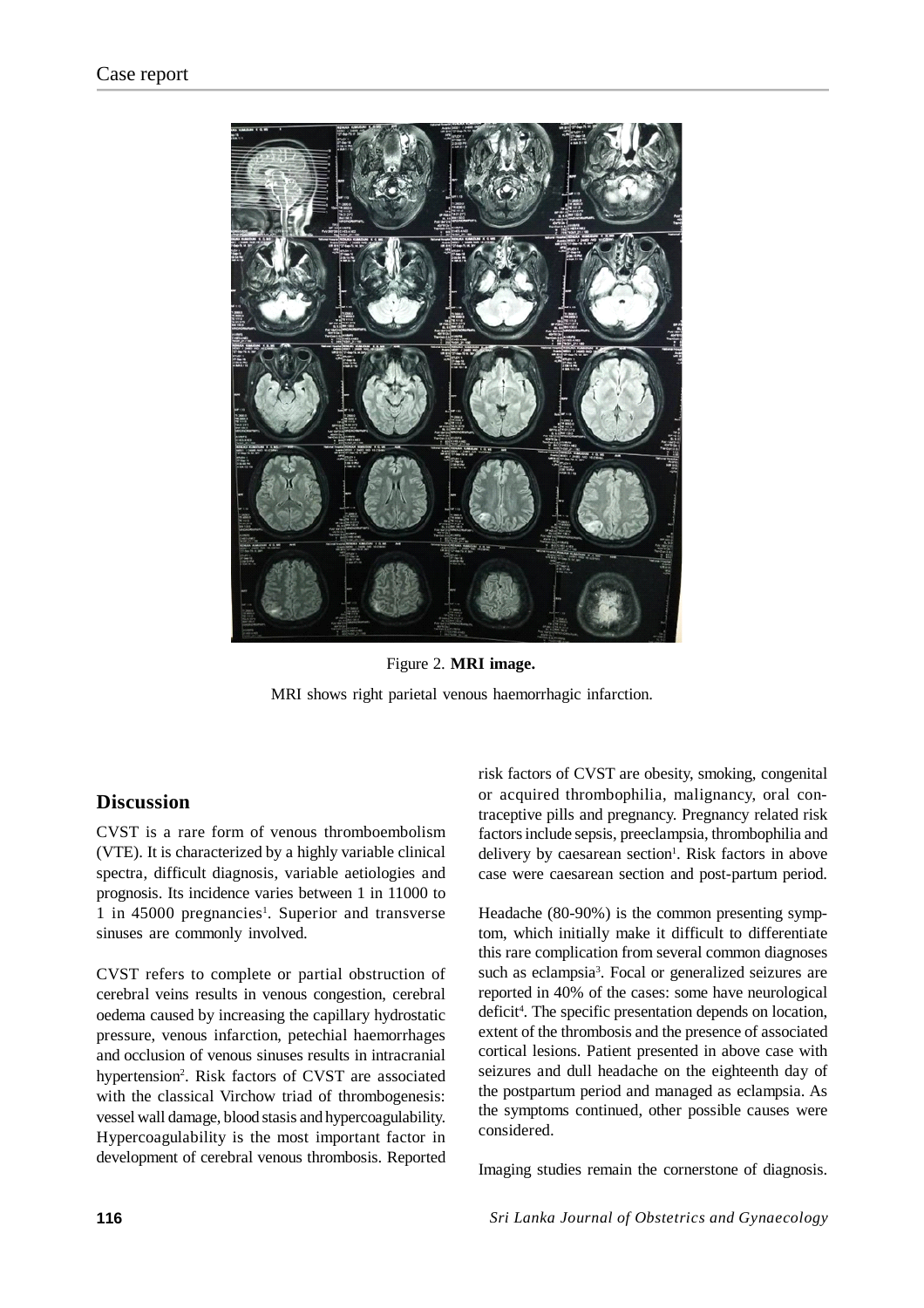Figure 2. **MRI image.**

MRI shows right parietal venous haemorrhagic infarction.

## Discussion

CVST is a rare form of venous thromboembolism (VTE). It is characterized by a highly variable clinical spectra, difficult diagnosis, variable aetiologies and prognosis. Its incidence varies between 1 in 11000 to 1 in 45000 pregnancies[1]. Superior and transverse sinuses are commonly involved.

CVST refers to complete or partial obstruction of cerebral veins results in venous congestion, cerebral oedema caused by increasing the capillary hydrostatic pressure, venous infarction, petechial haemorrhages and occlusion of venous sinuses results in intracranial hypertension[2]. Risk factors of CVST are associated with the classical Virchow triad of thrombogenesis: vessel wall damage, blood stasis and hypercoagulability. Hypercoagulability is the most important factor in development of cerebral venous thrombosis. Reported risk factors of CVST are obesity, smoking, congenital or acquired thrombophilia, malignancy, oral contraceptive pills and pregnancy. Pregnancy related risk factors include sepsis, preeclampsia, thrombophilia and delivery by caesarean section[1]. Risk factors in above case were caesarean section and post-partum period.

Headache (80-90%) is the common presenting symptom, which initially make it difficult to differentiate this rare complication from several common diagnoses such as eclampsia[3]. Focal or generalized seizures are reported in 40% of the cases: some have neurological deficit[4]. The specific presentation depends on location, extent of the thrombosis and the presence of associated cortical lesions. Patient presented in above case with seizures and dull headache on the eighteenth day of the postpartum period and managed as eclampsia. As the symptoms continued, other possible causes were considered.

Imaging studies remain the cornerstone of diagnosis.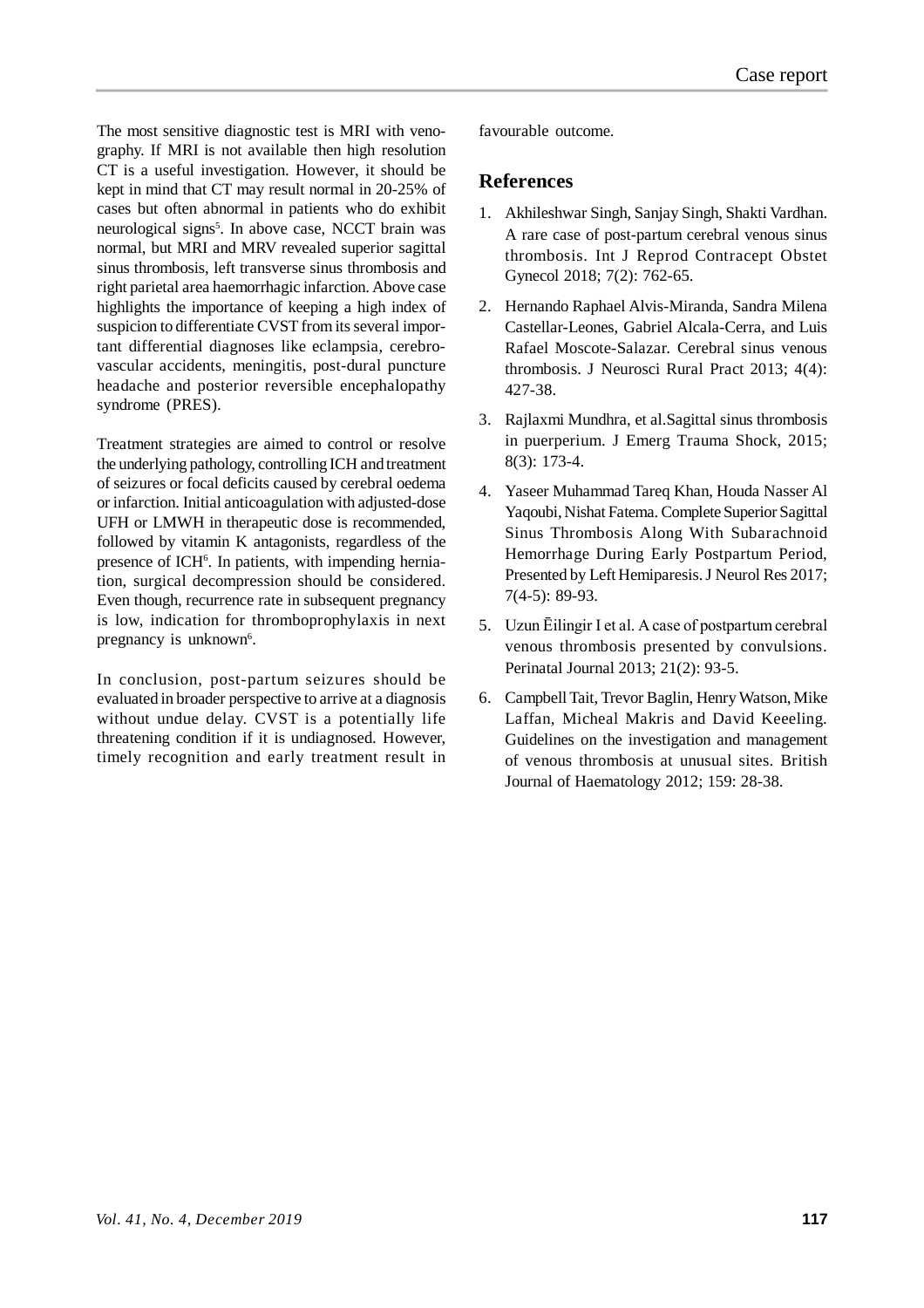The most sensitive diagnostic test is MRI with venography. If MRI is not available then high resolution CT is a useful investigation. However, it should be kept in mind that CT may result normal in 20-25% of cases but often abnormal in patients who do exhibit neurological signs[5]. In above case, NCCT brain was normal, but MRI and MRV revealed superior sagittal sinus thrombosis, left transverse sinus thrombosis and right parietal area haemorrhagic infarction. Above case highlights the importance of keeping a high index of suspicion to differentiate CVST from its several important differential diagnoses like eclampsia, cerebrovascular accidents, meningitis, post-dural puncture headache and posterior reversible encephalopathy syndrome (PRES).

Treatment strategies are aimed to control or resolve the underlying pathology, controlling ICH and treatment of seizures or focal deficits caused by cerebral oedema or infarction. Initial anticoagulation with adjusted-dose UFH or LMWH in therapeutic dose is recommended, followed by vitamin K antagonists, regardless of the presence of ICH[6]. In patients, with impending herniation, surgical decompression should be considered. Even though, recurrence rate in subsequent pregnancy is low, indication for thromboprophylaxis in next pregnancy is unknown[6].

In conclusion, post-partum seizures should be evaluated in broader perspective to arrive at a diagnosis without undue delay. CVST is a potentially life threatening condition if it is undiagnosed. However, timely recognition and early treatment result in favourable outcome.

## References

1. Akhileshwar Singh, Sanjay Singh, Shakti Vardhan. A rare case of post-partum cerebral venous sinus thrombosis. Int J Reprod Contracept Obstet Gynecol 2018; 7(2): 762-65.
2. Hernando Raphael Alvis-Miranda, Sandra Milena Castellar-Leones, Gabriel Alcala-Cerra, and Luis Rafael Moscote-Salazar. Cerebral sinus venous thrombosis. J Neurosci Rural Pract 2013; 4(4): 427-38.
3. Rajlaxmi Mundhra, et al.Sagittal sinus thrombosis in puerperium. J Emerg Trauma Shock, 2015; 8(3): 173-4.
4. Yaseer Muhammad Tareq Khan, Houda Nasser Al Yaqoubi, Nishat Fatema. Complete Superior Sagittal Sinus Thrombosis Along With Subarachnoid Hemorrhage During Early Postpartum Period, Presented by Left Hemiparesis. J Neurol Res 2017; 7(4-5): 89-93.
5. Uzun Ēilingir I et al. A case of postpartum cerebral venous thrombosis presented by convulsions. Perinatal Journal 2013; 21(2): 93-5.
6. Campbell Tait, Trevor Baglin, Henry Watson, Mike Laffan, Micheal Makris and David Keeeling. Guidelines on the investigation and management of venous thrombosis at unusual sites. British Journal of Haematology 2012; 159: 28-38.